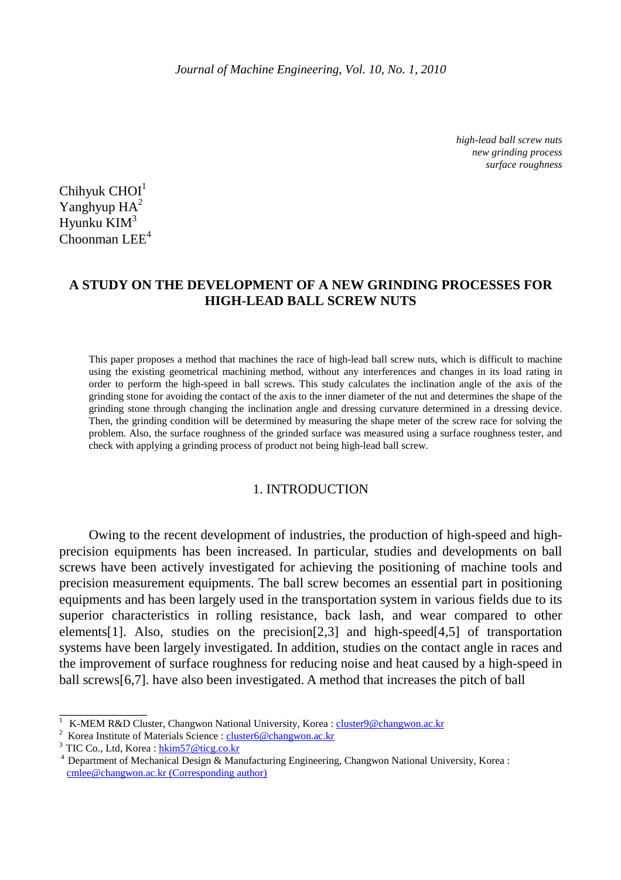*high-lead ball screw nuts*
*new grinding process*
*surface roughness*

Chihyuk CHOI[1]
Yanghyup HA[2]
Hyunku KIM[3]
Choonman LEE[4]

# A STUDY ON THE DEVELOPMENT OF A NEW GRINDING PROCESSES FOR HIGH-LEAD BALL SCREW NUTS

This paper proposes a method that machines the race of high-lead ball screw nuts, which is difficult to machine using the existing geometrical machining method, without any interferences and changes in its load rating in order to perform the high-speed in ball screws. This study calculates the inclination angle of the axis of the grinding stone for avoiding the contact of the axis to the inner diameter of the nut and determines the shape of the grinding stone through changing the inclination angle and dressing curvature determined in a dressing device. Then, the grinding condition will be determined by measuring the shape meter of the screw race for solving the problem. Also, the surface roughness of the grinded surface was measured using a surface roughness tester, and check with applying a grinding process of product not being high-lead ball screw.

## 1. INTRODUCTION

Owing to the recent development of industries, the production of high-speed and high-precision equipments has been increased. In particular, studies and developments on ball screws have been actively investigated for achieving the positioning of machine tools and precision measurement equipments. The ball screw becomes an essential part in positioning equipments and has been largely used in the transportation system in various fields due to its superior characteristics in rolling resistance, back lash, and wear compared to other elements[1]. Also, studies on the precision[2,3] and high-speed[4,5] of transportation systems have been largely investigated. In addition, studies on the contact angle in races and the improvement of surface roughness for reducing noise and heat caused by a high-speed in ball screws[6,7]. have also been investigated. A method that increases the pitch of ball

---

[1] K-MEM R&D Cluster, Changwon National University, Korea : cluster9@changwon.ac.kr
[2] Korea Institute of Materials Science : cluster6@changwon.ac.kr
[3] TIC Co., Ltd, Korea : hkim57@ticg.co.kr
[4] Department of Mechanical Design & Manufacturing Engineering, Changwon National University, Korea : cmlee@changwon.ac.kr (Corresponding author)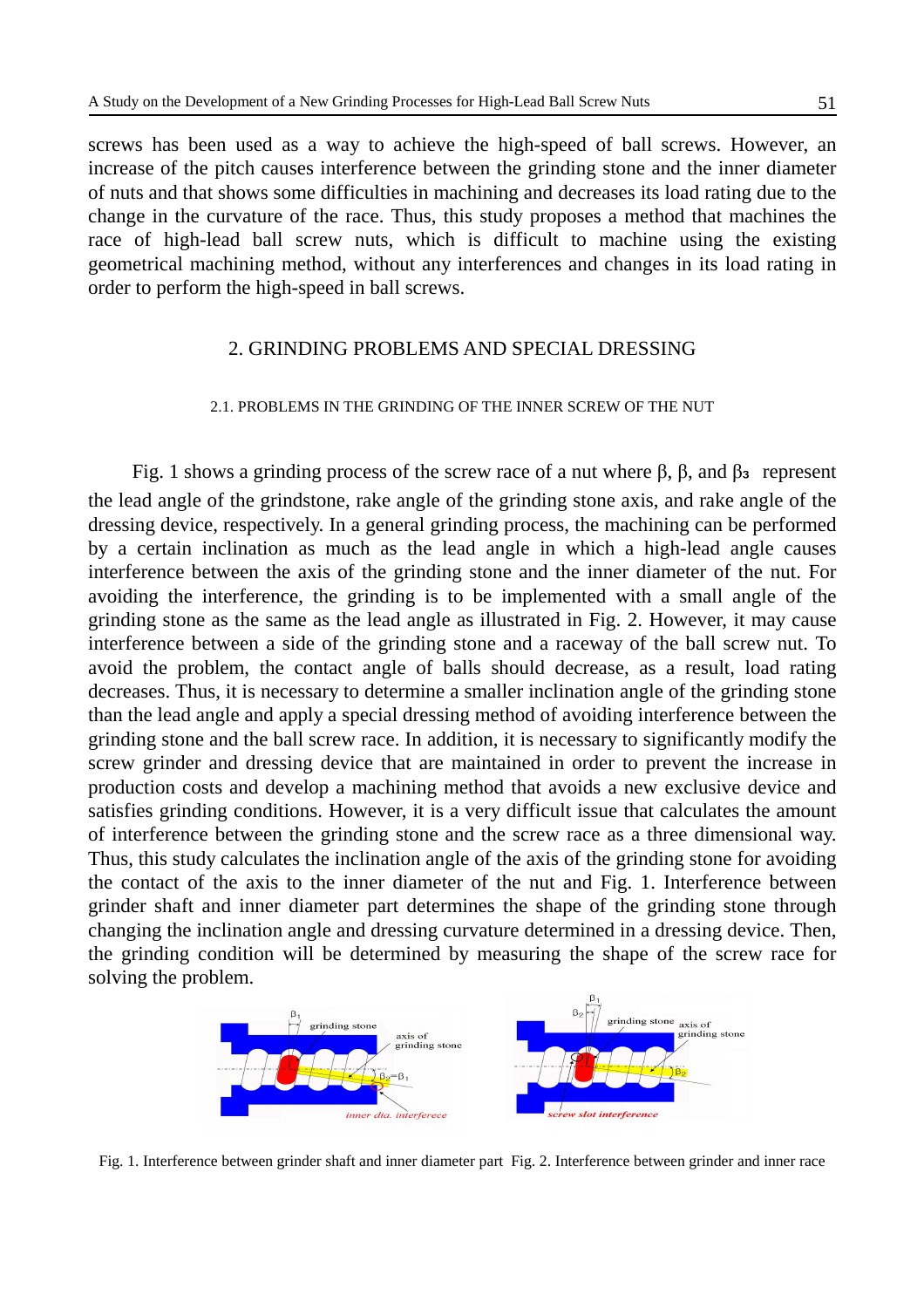screws has been used as a way to achieve the high-speed of ball screws. However, an increase of the pitch causes interference between the grinding stone and the inner diameter of nuts and that shows some difficulties in machining and decreases its load rating due to the change in the curvature of the race. Thus, this study proposes a method that machines the race of high-lead ball screw nuts, which is difficult to machine using the existing geometrical machining method, without any interferences and changes in its load rating in order to perform the high-speed in ball screws.

## 2. GRINDING PROBLEMS AND SPECIAL DRESSING

### 2.1. PROBLEMS IN THE GRINDING OF THE INNER SCREW OF THE NUT

Fig. 1 shows a grinding process of the screw race of a nut where β, β, and $\beta_3$ represent the lead angle of the grindstone, rake angle of the grinding stone axis, and rake angle of the dressing device, respectively. In a general grinding process, the machining can be performed by a certain inclination as much as the lead angle in which a high-lead angle causes interference between the axis of the grinding stone and the inner diameter of the nut. For avoiding the interference, the grinding is to be implemented with a small angle of the grinding stone as the same as the lead angle as illustrated in Fig. 2. However, it may cause interference between a side of the grinding stone and a raceway of the ball screw nut. To avoid the problem, the contact angle of balls should decrease, as a result, load rating decreases. Thus, it is necessary to determine a smaller inclination angle of the grinding stone than the lead angle and apply a special dressing method of avoiding interference between the grinding stone and the ball screw race. In addition, it is necessary to significantly modify the screw grinder and dressing device that are maintained in order to prevent the increase in production costs and develop a machining method that avoids a new exclusive device and satisfies grinding conditions. However, it is a very difficult issue that calculates the amount of interference between the grinding stone and the screw race as a three dimensional way. Thus, this study calculates the inclination angle of the axis of the grinding stone for avoiding the contact of the axis to the inner diameter of the nut and Fig. 1. Interference between grinder shaft and inner diameter part determines the shape of the grinding stone through changing the inclination angle and dressing curvature determined in a dressing device. Then, the grinding condition will be determined by measuring the shape of the screw race for solving the problem.

Fig. 1. Interference between grinder shaft and inner diameter part

Fig. 2. Interference between grinder and inner race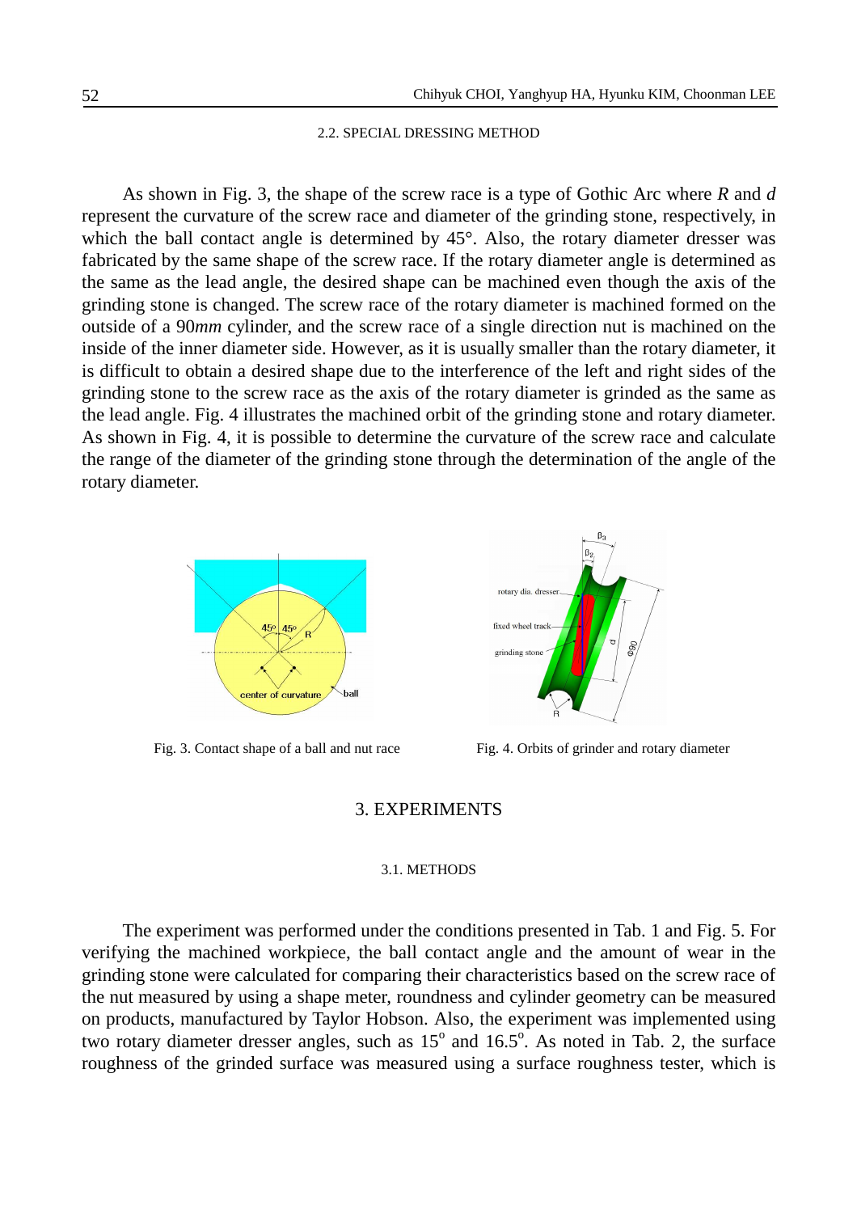### 2.2. SPECIAL DRESSING METHOD

As shown in Fig. 3, the shape of the screw race is a type of Gothic Arc where *R* and *d* represent the curvature of the screw race and diameter of the grinding stone, respectively, in which the ball contact angle is determined by 45°. Also, the rotary diameter dresser was fabricated by the same shape of the screw race. If the rotary diameter angle is determined as the same as the lead angle, the desired shape can be machined even though the axis of the grinding stone is changed. The screw race of the rotary diameter is machined formed on the outside of a 90*mm* cylinder, and the screw race of a single direction nut is machined on the inside of the inner diameter side. However, as it is usually smaller than the rotary diameter, it is difficult to obtain a desired shape due to the interference of the left and right sides of the grinding stone to the screw race as the axis of the rotary diameter is grinded as the same as the lead angle. Fig. 4 illustrates the machined orbit of the grinding stone and rotary diameter. As shown in Fig. 4, it is possible to determine the curvature of the screw race and calculate the range of the diameter of the grinding stone through the determination of the angle of the rotary diameter.

Fig. 3. Contact shape of a ball and nut race

Fig. 4. Orbits of grinder and rotary diameter

## 3. EXPERIMENTS

### 3.1. METHODS

The experiment was performed under the conditions presented in Tab. 1 and Fig. 5. For verifying the machined workpiece, the ball contact angle and the amount of wear in the grinding stone were calculated for comparing their characteristics based on the screw race of the nut measured by using a shape meter, roundness and cylinder geometry can be measured on products, manufactured by Taylor Hobson. Also, the experiment was implemented using two rotary diameter dresser angles, such as $15^{o}$ and $16.5^{o}$. As noted in Tab. 2, the surface roughness of the grinded surface was measured using a surface roughness tester, which is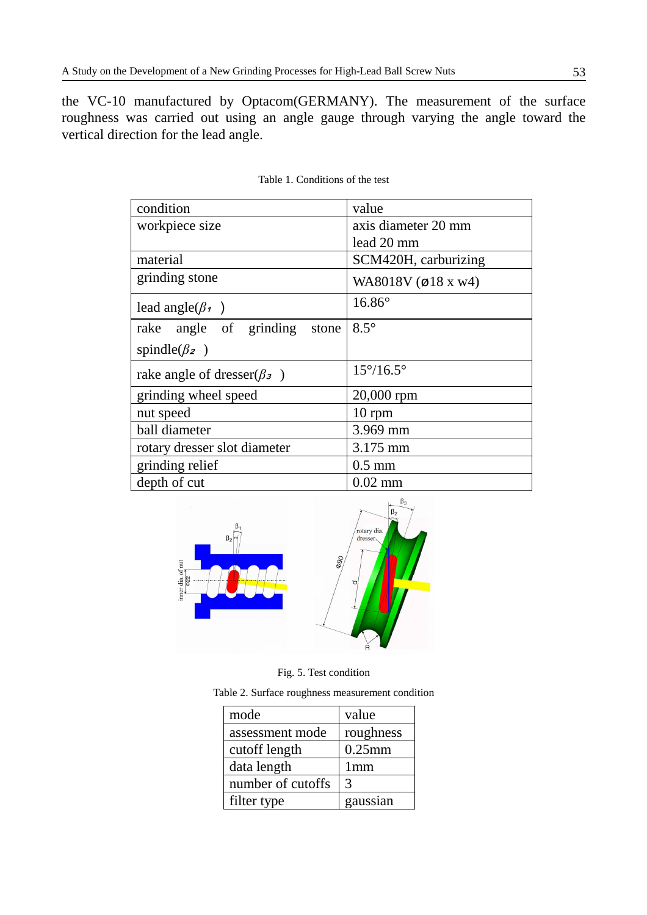the VC-10 manufactured by Optacom(GERMANY). The measurement of the surface roughness was carried out using an angle gauge through varying the angle toward the vertical direction for the lead angle.

Table 1. Conditions of the test

| condition | value |
|---|---|
| workpiece size | axis diameter 20 mm<br>lead 20 mm |
| material | SCM420H, carburizing |
| grinding stone | WA8018V (ø18 x w4) |
| lead angle($\beta_1$ ) | 16.86° |
| rake angle of grinding stone spindle($\beta_2$ ) | 8.5° |
| rake angle of dresser($\beta_3$ ) | 15°/16.5° |
| grinding wheel speed | 20,000 rpm |
| nut speed | 10 rpm |
| ball diameter | 3.969 mm |
| rotary dresser slot diameter | 3.175 mm |
| grinding relief | 0.5 mm |
| depth of cut | 0.02 mm |

Fig. 5. Test condition

Table 2. Surface roughness measurement condition

| mode | value |
|---|---|
| assessment mode | roughness |
| cutoff length | 0.25mm |
| data length | 1mm |
| number of cutoffs | 3 |
| filter type | gaussian |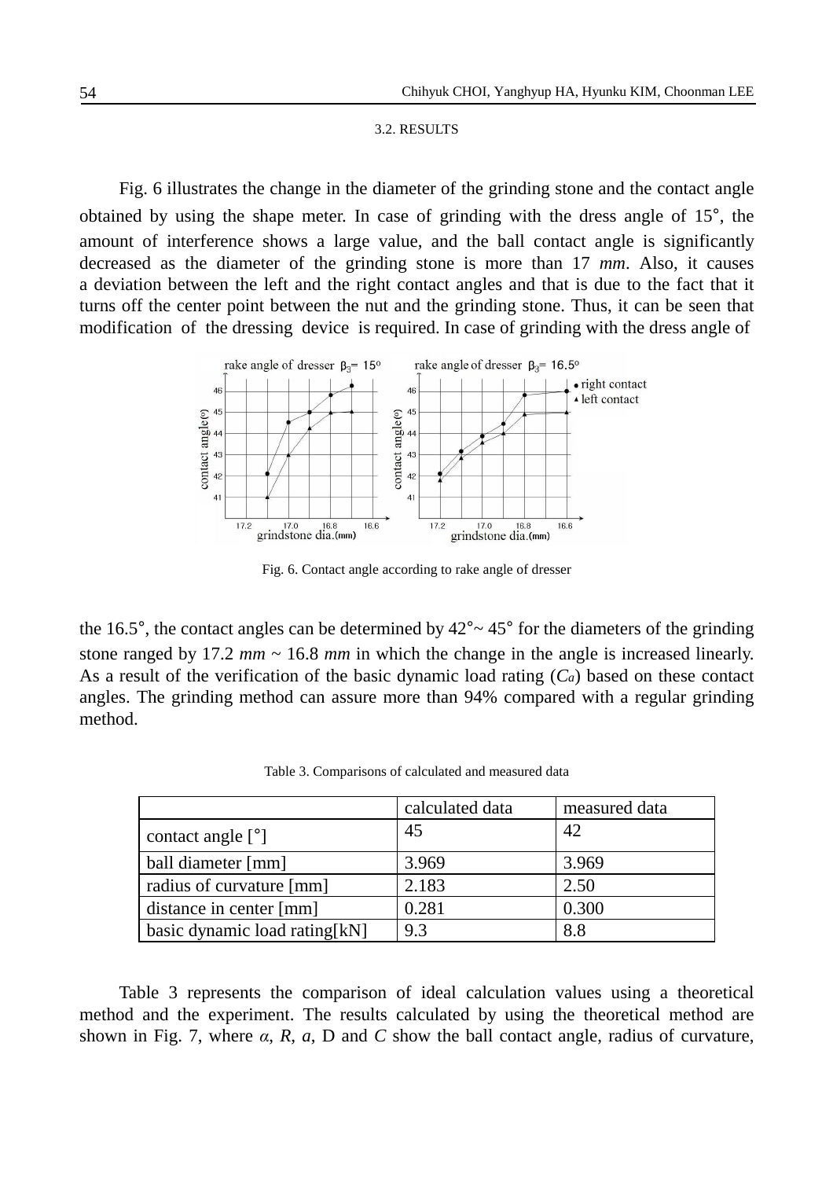### 3.2. RESULTS

Fig. 6 illustrates the change in the diameter of the grinding stone and the contact angle obtained by using the shape meter. In case of grinding with the dress angle of 15°, the amount of interference shows a large value, and the ball contact angle is significantly decreased as the diameter of the grinding stone is more than 17 *mm*. Also, it causes a deviation between the left and the right contact angles and that is due to the fact that it turns off the center point between the nut and the grinding stone. Thus, it can be seen that modification of the dressing device is required. In case of grinding with the dress angle of the 16.5°, the contact angles can be determined by 42°~ 45° for the diameters of the grinding stone ranged by 17.2 *mm* ~ 16.8 *mm* in which the change in the angle is increased linearly. As a result of the verification of the basic dynamic load rating ($C_a$) based on these contact angles. The grinding method can assure more than 94% compared with a regular grinding method.

Fig. 6. Contact angle according to rake angle of dresser

Table 3. Comparisons of calculated and measured data

| | calculated data | measured data |
|---|---|---|
| contact angle [°] | 45 | 42 |
| ball diameter [mm] | 3.969 | 3.969 |
| radius of curvature [mm] | 2.183 | 2.50 |
| distance in center [mm] | 0.281 | 0.300 |
| basic dynamic load rating[kN] | 9.3 | 8.8 |

Table 3 represents the comparison of ideal calculation values using a theoretical method and the experiment. The results calculated by using the theoretical method are shown in Fig. 7, where $\alpha$, $R$, $a$, D and $C$ show the ball contact angle, radius of curvature,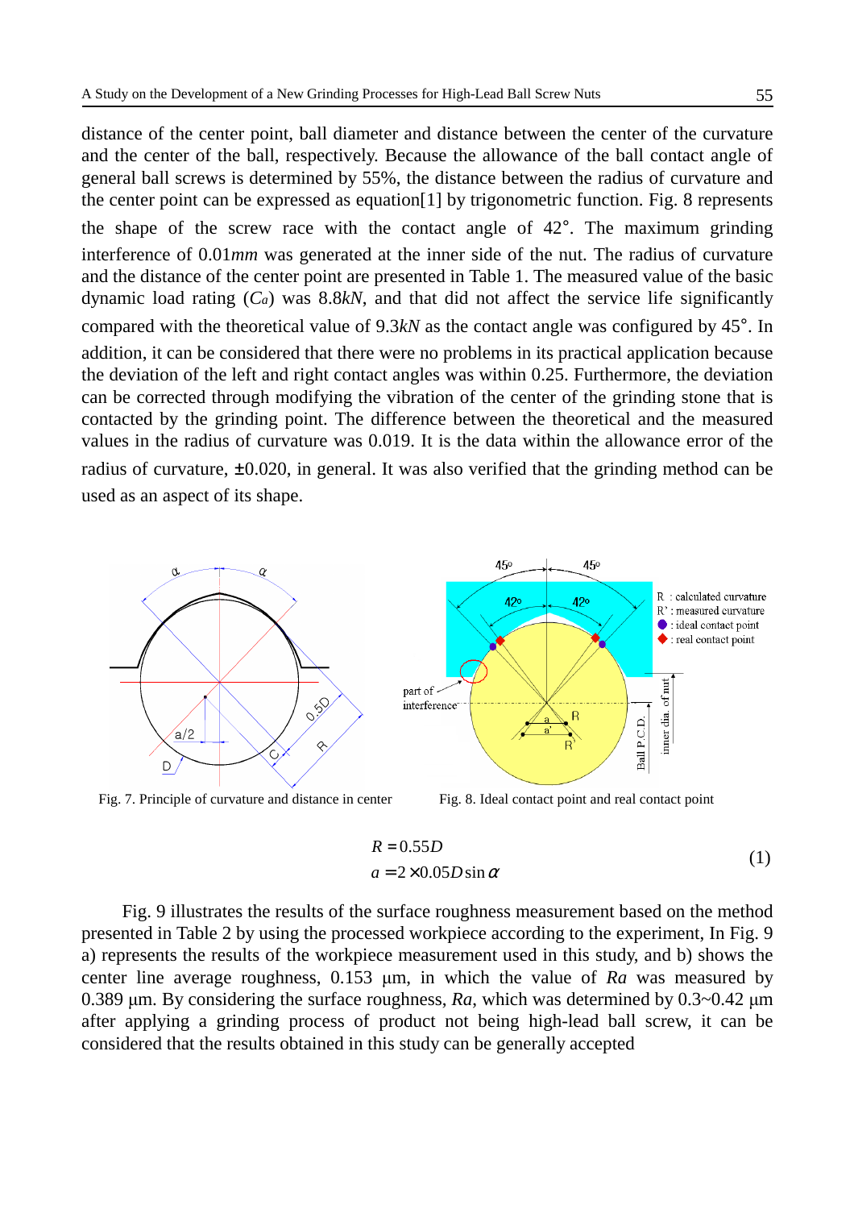distance of the center point, ball diameter and distance between the center of the curvature and the center of the ball, respectively. Because the allowance of the ball contact angle of general ball screws is determined by 55%, the distance between the radius of curvature and the center point can be expressed as equation[1] by trigonometric function. Fig. 8 represents the shape of the screw race with the contact angle of 42°. The maximum grinding interference of 0.01*mm* was generated at the inner side of the nut. The radius of curvature and the distance of the center point are presented in Table 1. The measured value of the basic dynamic load rating ($C_a$) was 8.8*kN*, and that did not affect the service life significantly compared with the theoretical value of 9.3*kN* as the contact angle was configured by 45°. In addition, it can be considered that there were no problems in its practical application because the deviation of the left and right contact angles was within 0.25. Furthermore, the deviation can be corrected through modifying the vibration of the center of the grinding stone that is contacted by the grinding point. The difference between the theoretical and the measured values in the radius of curvature was 0.019. It is the data within the allowance error of the radius of curvature, ±0.020, in general. It was also verified that the grinding method can be used as an aspect of its shape.

Fig. 7. Principle of curvature and distance in center

Fig. 8. Ideal contact point and real contact point

$$
\begin{aligned}
R &= 0.55D \\
a &= 2 \times 0.05 D \sin\alpha
\end{aligned}
\tag{1}
$$

Fig. 9 illustrates the results of the surface roughness measurement based on the method presented in Table 2 by using the processed workpiece according to the experiment, In Fig. 9 a) represents the results of the workpiece measurement used in this study, and b) shows the center line average roughness, 0.153 μm, in which the value of *Ra* was measured by 0.389 μm. By considering the surface roughness, *Ra*, which was determined by 0.3~0.42 μm after applying a grinding process of product not being high-lead ball screw, it can be considered that the results obtained in this study can be generally accepted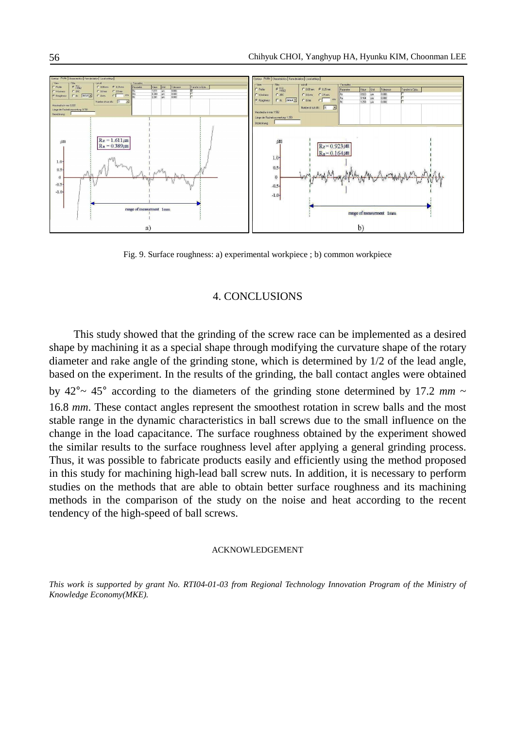Fig. 9. Surface roughness: a) experimental workpiece ; b) common workpiece

## 4. CONCLUSIONS

This study showed that the grinding of the screw race can be implemented as a desired shape by machining it as a special shape through modifying the curvature shape of the rotary diameter and rake angle of the grinding stone, which is determined by 1/2 of the lead angle, based on the experiment. In the results of the grinding, the ball contact angles were obtained by $42°\sim 45°$ according to the diameters of the grinding stone determined by 17.2 *mm* ~ 16.8 *mm*. These contact angles represent the smoothest rotation in screw balls and the most stable range in the dynamic characteristics in ball screws due to the small influence on the change in the load capacitance. The surface roughness obtained by the experiment showed the similar results to the surface roughness level after applying a general grinding process. Thus, it was possible to fabricate products easily and efficiently using the method proposed in this study for machining high-lead ball screw nuts. In addition, it is necessary to perform studies on the methods that are able to obtain better surface roughness and its machining methods in the comparison of the study on the noise and heat according to the recent tendency of the high-speed of ball screws.

### ACKNOWLEDGEMENT

*This work is supported by grant No. RTI04-01-03 from Regional Technology Innovation Program of the Ministry of Knowledge Economy(MKE).*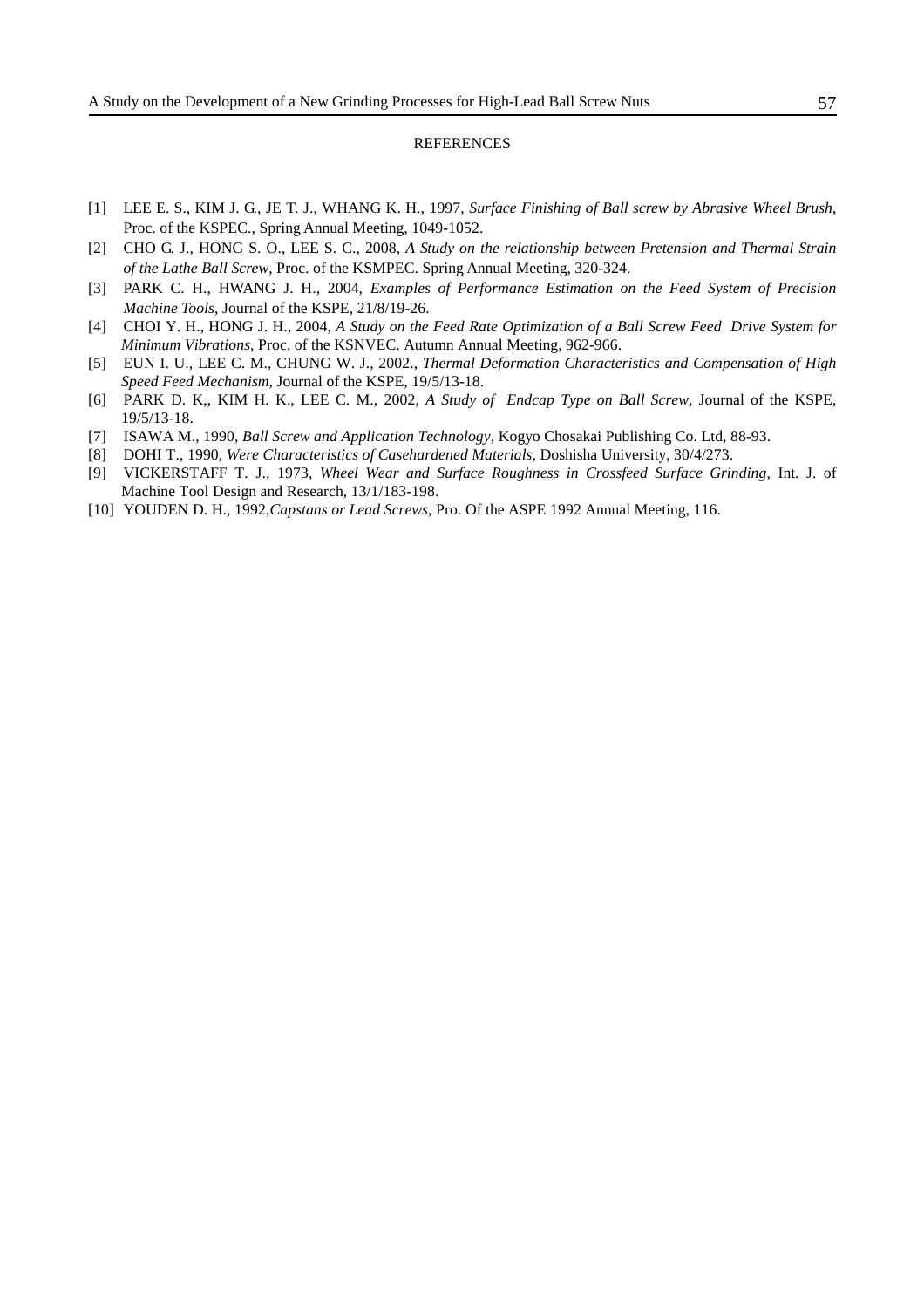## REFERENCES

[1] LEE E. S., KIM J. G., JE T. J., WHANG K. H., 1997, *Surface Finishing of Ball screw by Abrasive Wheel Brush*, Proc. of the KSPEC., Spring Annual Meeting, 1049-1052.

[2] CHO G. J., HONG S. O., LEE S. C., 2008, *A Study on the relationship between Pretension and Thermal Strain of the Lathe Ball Screw*, Proc. of the KSMPEC. Spring Annual Meeting, 320-324.

[3] PARK C. H., HWANG J. H., 2004, *Examples of Performance Estimation on the Feed System of Precision Machine Tools*, Journal of the KSPE, 21/8/19-26.

[4] CHOI Y. H., HONG J. H., 2004, *A Study on the Feed Rate Optimization of a Ball Screw Feed Drive System for Minimum Vibrations*, Proc. of the KSNVEC. Autumn Annual Meeting, 962-966.

[5] EUN I. U., LEE C. M., CHUNG W. J., 2002., *Thermal Deformation Characteristics and Compensation of High Speed Feed Mechanism,* Journal of the KSPE, 19/5/13-18.

[6] PARK D. K,, KIM H. K., LEE C. M., 2002, *A Study of Endcap Type on Ball Screw*, Journal of the KSPE, 19/5/13-18.

[7] ISAWA M., 1990, *Ball Screw and Application Technology,* Kogyo Chosakai Publishing Co. Ltd, 88-93.

[8] DOHI T., 1990, *Were Characteristics of Casehardened Materials,* Doshisha University, 30/4/273.

[9] VICKERSTAFF T. J., 1973, *Wheel Wear and Surface Roughness in Crossfeed Surface Grinding,* Int. J. of Machine Tool Design and Research, 13/1/183-198.

[10] YOUDEN D. H., 1992,*Capstans or Lead Screws,* Pro. Of the ASPE 1992 Annual Meeting, 116.